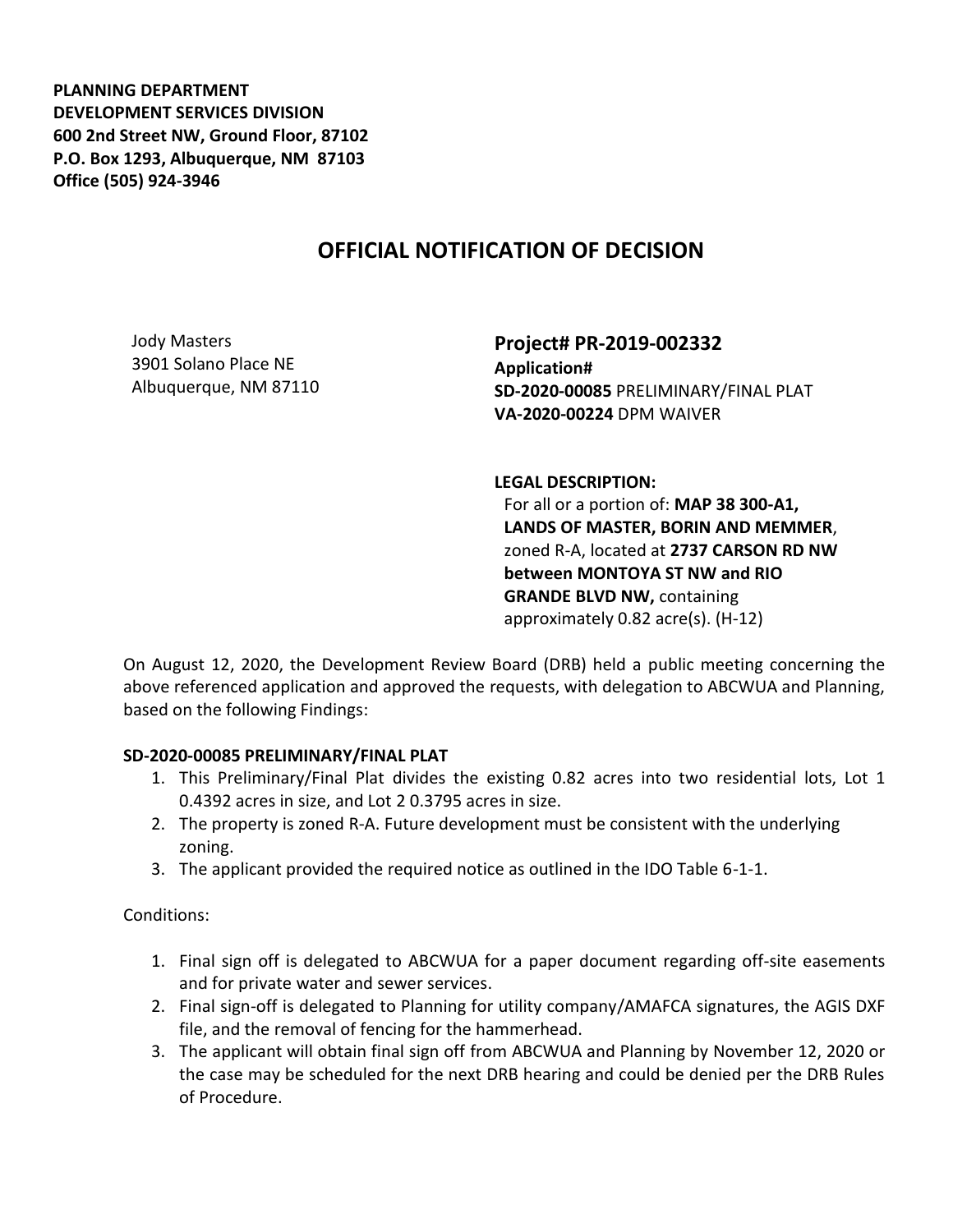**PLANNING DEPARTMENT**
**DEVELOPMENT SERVICES DIVISION**
**600 2nd Street NW, Ground Floor, 87102**
**P.O. Box 1293, Albuquerque, NM 87103**
**Office (505) 924-3946**

# OFFICIAL NOTIFICATION OF DECISION

Jody Masters
3901 Solano Place NE
Albuquerque, NM 87110

**Project# PR-2019-002332**
**Application#**
**SD-2020-00085** PRELIMINARY/FINAL PLAT
**VA-2020-00224** DPM WAIVER

**LEGAL DESCRIPTION:**
For all or a portion of: **MAP 38 300-A1, LANDS OF MASTER, BORIN AND MEMMER**, zoned R-A, located at **2737 CARSON RD NW between MONTOYA ST NW and RIO GRANDE BLVD NW,** containing approximately 0.82 acre(s). (H-12)

On August 12, 2020, the Development Review Board (DRB) held a public meeting concerning the above referenced application and approved the requests, with delegation to ABCWUA and Planning, based on the following Findings:

**SD-2020-00085 PRELIMINARY/FINAL PLAT**

1. This Preliminary/Final Plat divides the existing 0.82 acres into two residential lots, Lot 1 0.4392 acres in size, and Lot 2 0.3795 acres in size.
2. The property is zoned R-A. Future development must be consistent with the underlying zoning.
3. The applicant provided the required notice as outlined in the IDO Table 6-1-1.

Conditions:

1. Final sign off is delegated to ABCWUA for a paper document regarding off-site easements and for private water and sewer services.
2. Final sign-off is delegated to Planning for utility company/AMAFCA signatures, the AGIS DXF file, and the removal of fencing for the hammerhead.
3. The applicant will obtain final sign off from ABCWUA and Planning by November 12, 2020 or the case may be scheduled for the next DRB hearing and could be denied per the DRB Rules of Procedure.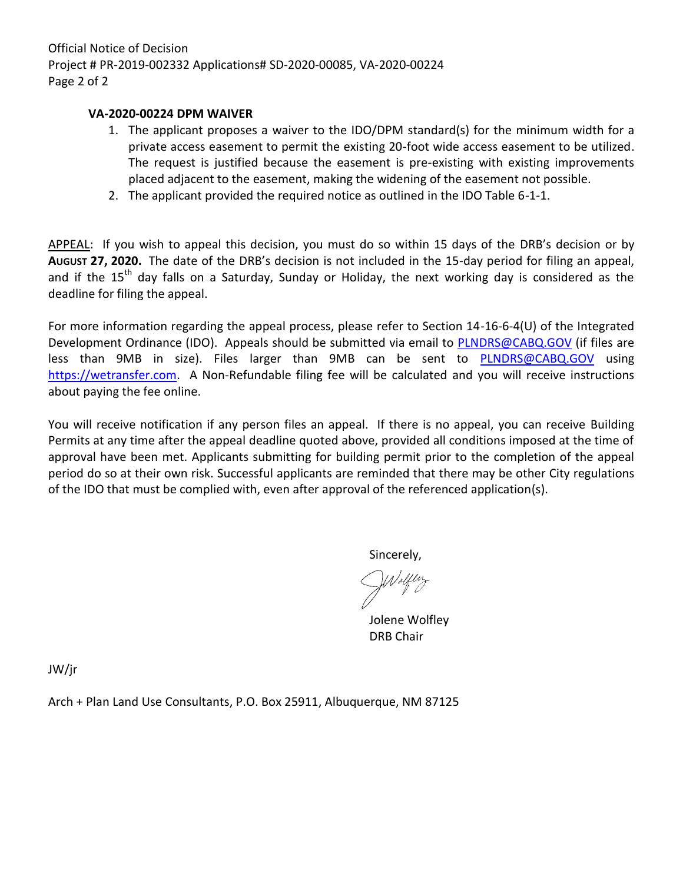**VA-2020-00224 DPM WAIVER**

1. The applicant proposes a waiver to the IDO/DPM standard(s) for the minimum width for a private access easement to permit the existing 20-foot wide access easement to be utilized. The request is justified because the easement is pre-existing with existing improvements placed adjacent to the easement, making the widening of the easement not possible.
2. The applicant provided the required notice as outlined in the IDO Table 6-1-1.

APPEAL: If you wish to appeal this decision, you must do so within 15 days of the DRB's decision or by **AUGUST 27, 2020.** The date of the DRB's decision is not included in the 15-day period for filing an appeal, and if the 15th day falls on a Saturday, Sunday or Holiday, the next working day is considered as the deadline for filing the appeal.

For more information regarding the appeal process, please refer to Section 14-16-6-4(U) of the Integrated Development Ordinance (IDO). Appeals should be submitted via email to PLNDRS@CABQ.GOV (if files are less than 9MB in size). Files larger than 9MB can be sent to PLNDRS@CABQ.GOV using https://wetransfer.com. A Non-Refundable filing fee will be calculated and you will receive instructions about paying the fee online.

You will receive notification if any person files an appeal. If there is no appeal, you can receive Building Permits at any time after the appeal deadline quoted above, provided all conditions imposed at the time of approval have been met. Applicants submitting for building permit prior to the completion of the appeal period do so at their own risk. Successful applicants are reminded that there may be other City regulations of the IDO that must be complied with, even after approval of the referenced application(s).

Sincerely,

Jolene Wolfley
DRB Chair

JW/jr

Arch + Plan Land Use Consultants, P.O. Box 25911, Albuquerque, NM 87125